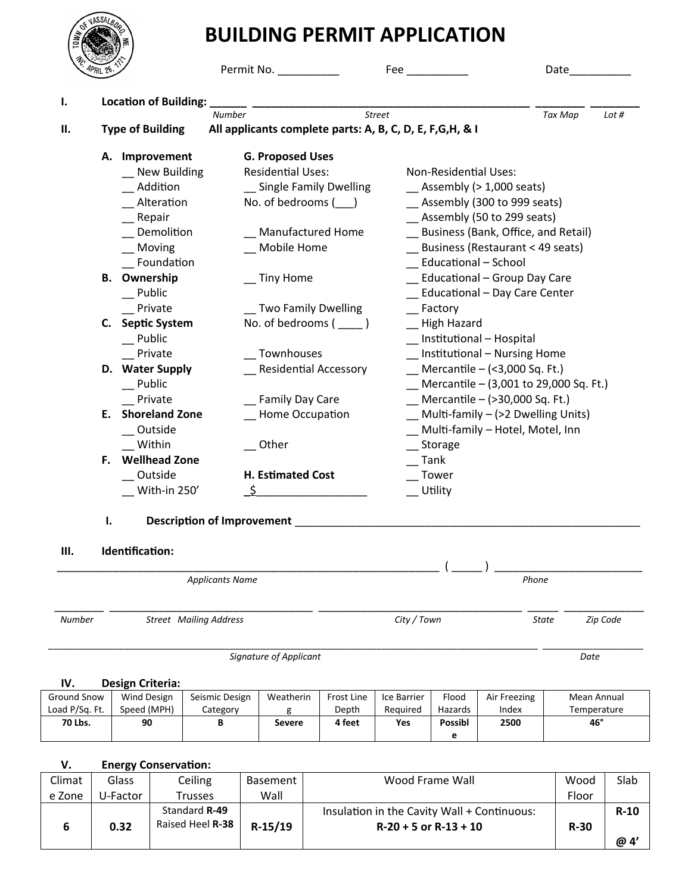# BUILDING PERMIT APPLICATION

Permit No. __________ Fee __________ Date__________

**I. Location of Building:** ______ ______________________________________________ ________ ________

*Number* *Street* *Tax Map* *Lot #*

**II. Type of Building** **All applicants complete parts: A, B, C, D, E, F,G,H, & I**

**A. Improvement**
- __ New Building
- __ Addition
- __ Alteration
- __ Repair
- __ Demolition
- __ Moving
- __ Foundation

**B. Ownership**
- __ Public
- __ Private

**C. Septic System**
- __ Public
- __ Private

**D. Water Supply**
- __ Public
- __ Private

**E. Shoreland Zone**
- __ Outside
- __ Within

**F. Wellhead Zone**
- __ Outside
- __ With-in 250’

**G. Proposed Uses**

Residential Uses:
- __ Single Family Dwelling
- No. of bedrooms (___)
- __ Manufactured Home
- __ Mobile Home
- __ Tiny Home
- __ Two Family Dwelling
- No. of bedrooms ( ____ )
- __ Townhouses
- __ Residential Accessory
- __ Family Day Care
- __ Home Occupation
- __ Other

Non-Residential Uses:
- __ Assembly (> 1,000 seats)
- __ Assembly (300 to 999 seats)
- __ Assembly (50 to 299 seats)
- __ Business (Bank, Office, and Retail)
- __ Business (Restaurant < 49 seats)
- __ Educational – School
- __ Educational – Group Day Care
- __ Educational – Day Care Center
- __ Factory
- __ High Hazard
- __ Institutional – Hospital
- __ Institutional – Nursing Home
- __ Mercantile – (<3,000 Sq. Ft.)
- __ Mercantile – (3,001 to 29,000 Sq. Ft.)
- __ Mercantile – (>30,000 Sq. Ft.)
- __ Multi-family – (>2 Dwelling Units)
- __ Multi-family – Hotel, Motel, Inn
- __ Storage
- __ Tank
- __ Tower
- __ Utility

**H. Estimated Cost**

$_________________

**I. Description of Improvement** ___________________________________________________________

**III. Identification:**

_______________________________________________________________ ( _____ ) ________________________

*Applicants Name* *Phone*

________ __________________________________ __________________________________ _____ ____________

*Number* *Street Mailing Address* *City / Town* *State* *Zip Code*

__________________________________________________________________________________ _________________

*Signature of Applicant* *Date*

**IV. Design Criteria:**

| Ground Snow Load P/Sq. Ft. | Wind Design Speed (MPH) | Seismic Design Category | Weathering | Frost Line Depth | Ice Barrier Required | Flood Hazards | Air Freezing Index | Mean Annual Temperature |
|---|---|---|---|---|---|---|---|---|
| **70 Lbs.** | **90** | **B** | **Severe** | **4 feet** | **Yes** | **Possible** | **2500** | **46°** |

**V. Energy Conservation:**

| Climate Zone | Glass U-Factor | Ceiling Trusses | Basement Wall | Wood Frame Wall | Wood Floor | Slab |
|---|---|---|---|---|---|---|
| **6** | **0.32** | Standard **R-49** Raised Heel **R-38** | **R-15/19** | Insulation in the Cavity Wall + Continuous: **R-20 + 5 or R-13 + 10** | **R-30** | **R-10 @ 4’** |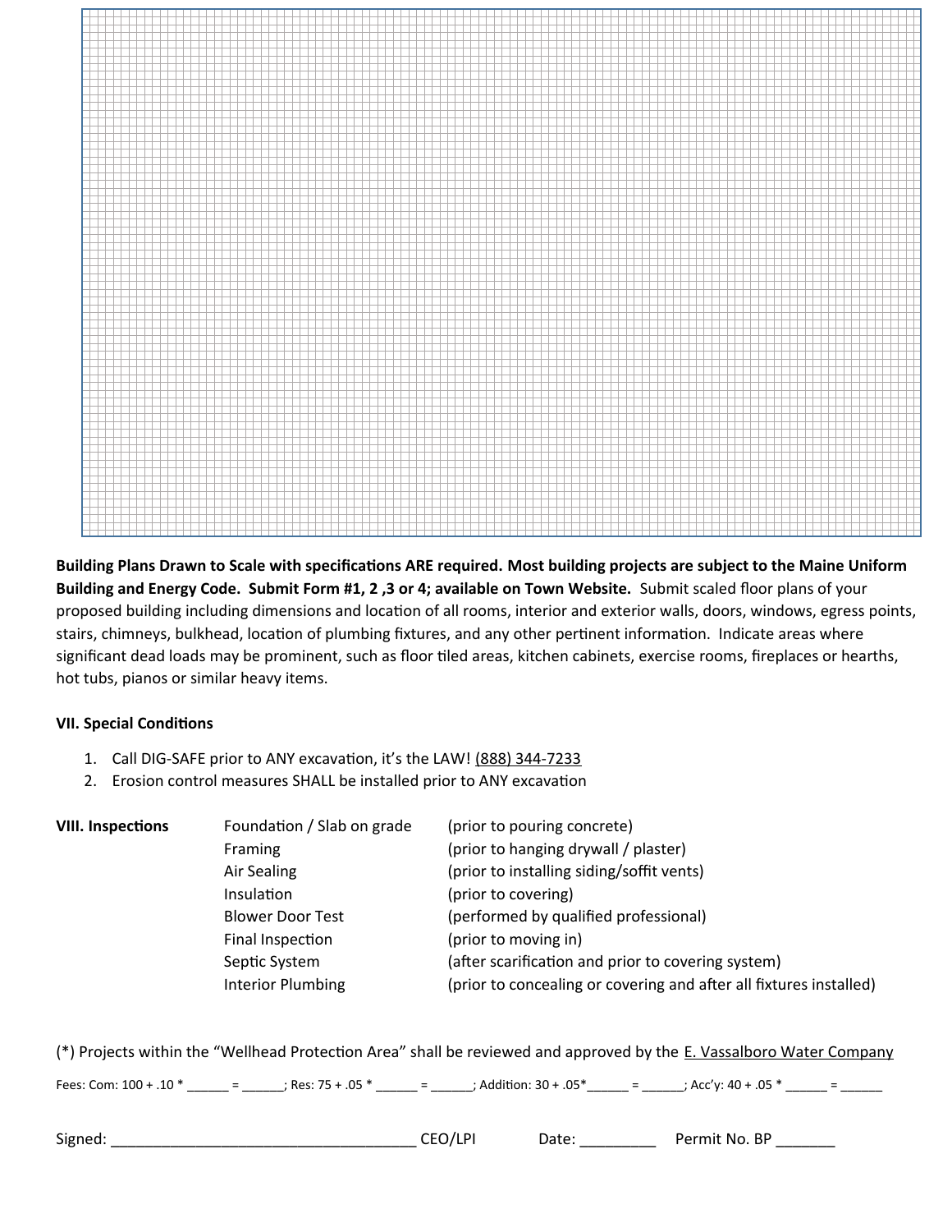**Building Plans Drawn to Scale with specifications ARE required. Most building projects are subject to the Maine Uniform Building and Energy Code. Submit Form #1, 2 ,3 or 4; available on Town Website.** Submit scaled floor plans of your proposed building including dimensions and location of all rooms, interior and exterior walls, doors, windows, egress points, stairs, chimneys, bulkhead, location of plumbing fixtures, and any other pertinent information. Indicate areas where significant dead loads may be prominent, such as floor tiled areas, kitchen cabinets, exercise rooms, fireplaces or hearths, hot tubs, pianos or similar heavy items.

**VII. Special Conditions**

1. Call DIG-SAFE prior to ANY excavation, it's the LAW! (888) 344-7233
2. Erosion control measures SHALL be installed prior to ANY excavation

| | | |
|---|---|---|
| **VIII. Inspections** | Foundation / Slab on grade | (prior to pouring concrete) |
| | Framing | (prior to hanging drywall / plaster) |
| | Air Sealing | (prior to installing siding/soffit vents) |
| | Insulation | (prior to covering) |
| | Blower Door Test | (performed by qualified professional) |
| | Final Inspection | (prior to moving in) |
| | Septic System | (after scarification and prior to covering system) |
| | Interior Plumbing | (prior to concealing or covering and after all fixtures installed) |

(*) Projects within the "Wellhead Protection Area" shall be reviewed and approved by the E. Vassalboro Water Company

Fees: Com: 100 + .10 * ______ = ______; Res: 75 + .05 * ______ = ______; Addition: 30 + .05*______ = ______; Acc'y: 40 + .05 * ______ = ______

Signed: ___________________________________ CEO/LPI Date: _________ Permit No. BP _______